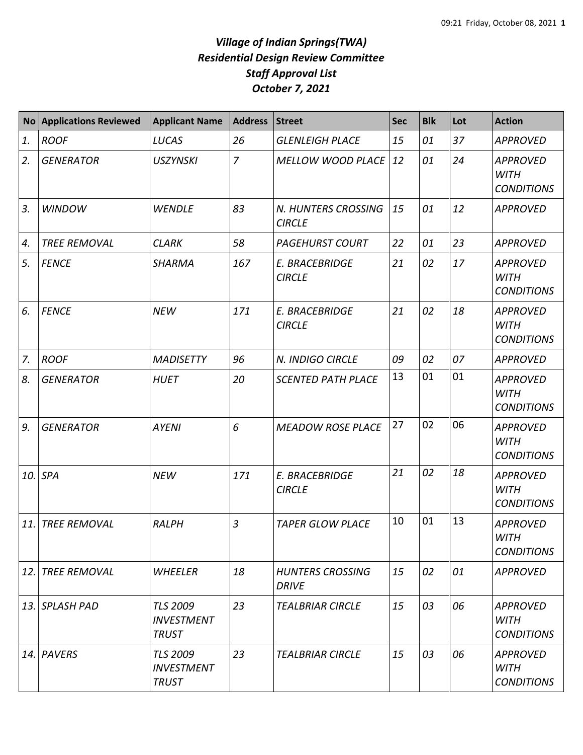# *Village of Indian Springs(TWA)*
## *Residential Design Review Committee*
## *Staff Approval List*
## *October 7, 2021*

| No | Applications Reviewed | Applicant Name | Address | Street | Sec | Blk | Lot | Action |
|---|---|---|---|---|---|---|---|---|
| 1. | ROOF | LUCAS | 26 | GLENLEIGH PLACE | 15 | 01 | 37 | APPROVED |
| 2. | GENERATOR | USZYNSKI | 7 | MELLOW WOOD PLACE | 12 | 01 | 24 | APPROVED WITH CONDITIONS |
| 3. | WINDOW | WENDLE | 83 | N. HUNTERS CROSSING CIRCLE | 15 | 01 | 12 | APPROVED |
| 4. | TREE REMOVAL | CLARK | 58 | PAGEHURST COURT | 22 | 01 | 23 | APPROVED |
| 5. | FENCE | SHARMA | 167 | E. BRACEBRIDGE CIRCLE | 21 | 02 | 17 | APPROVED WITH CONDITIONS |
| 6. | FENCE | NEW | 171 | E. BRACEBRIDGE CIRCLE | 21 | 02 | 18 | APPROVED WITH CONDITIONS |
| 7. | ROOF | MADISETTY | 96 | N. INDIGO CIRCLE | 09 | 02 | 07 | APPROVED |
| 8. | GENERATOR | HUET | 20 | SCENTED PATH PLACE | 13 | 01 | 01 | APPROVED WITH CONDITIONS |
| 9. | GENERATOR | AYENI | 6 | MEADOW ROSE PLACE | 27 | 02 | 06 | APPROVED WITH CONDITIONS |
| 10. | SPA | NEW | 171 | E. BRACEBRIDGE CIRCLE | 21 | 02 | 18 | APPROVED WITH CONDITIONS |
| 11. | TREE REMOVAL | RALPH | 3 | TAPER GLOW PLACE | 10 | 01 | 13 | APPROVED WITH CONDITIONS |
| 12. | TREE REMOVAL | WHEELER | 18 | HUNTERS CROSSING DRIVE | 15 | 02 | 01 | APPROVED |
| 13. | SPLASH PAD | TLS 2009 INVESTMENT TRUST | 23 | TEALBRIAR CIRCLE | 15 | 03 | 06 | APPROVED WITH CONDITIONS |
| 14. | PAVERS | TLS 2009 INVESTMENT TRUST | 23 | TEALBRIAR CIRCLE | 15 | 03 | 06 | APPROVED WITH CONDITIONS |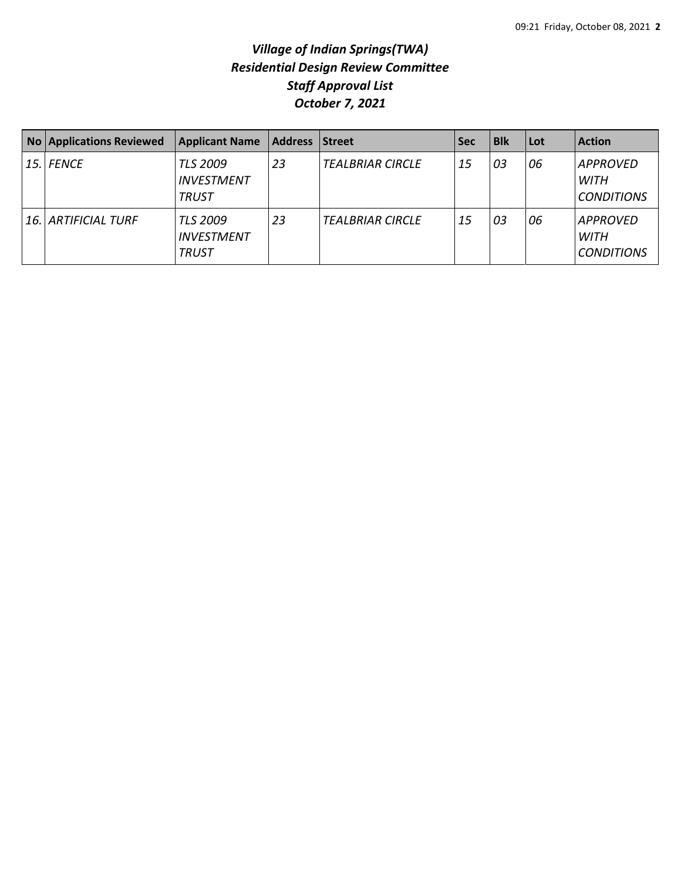# *Village of Indian Springs(TWA)*
## *Residential Design Review Committee*
## *Staff Approval List*
## *October 7, 2021*

| No | Applications Reviewed | Applicant Name | Address | Street | Sec | Blk | Lot | Action |
|---|---|---|---|---|---|---|---|---|
| *15.* | *FENCE* | *TLS 2009 INVESTMENT TRUST* | *23* | *TEALBRIAR CIRCLE* | *15* | *03* | *06* | *APPROVED WITH CONDITIONS* |
| *16.* | *ARTIFICIAL TURF* | *TLS 2009 INVESTMENT TRUST* | *23* | *TEALBRIAR CIRCLE* | *15* | *03* | *06* | *APPROVED WITH CONDITIONS* |